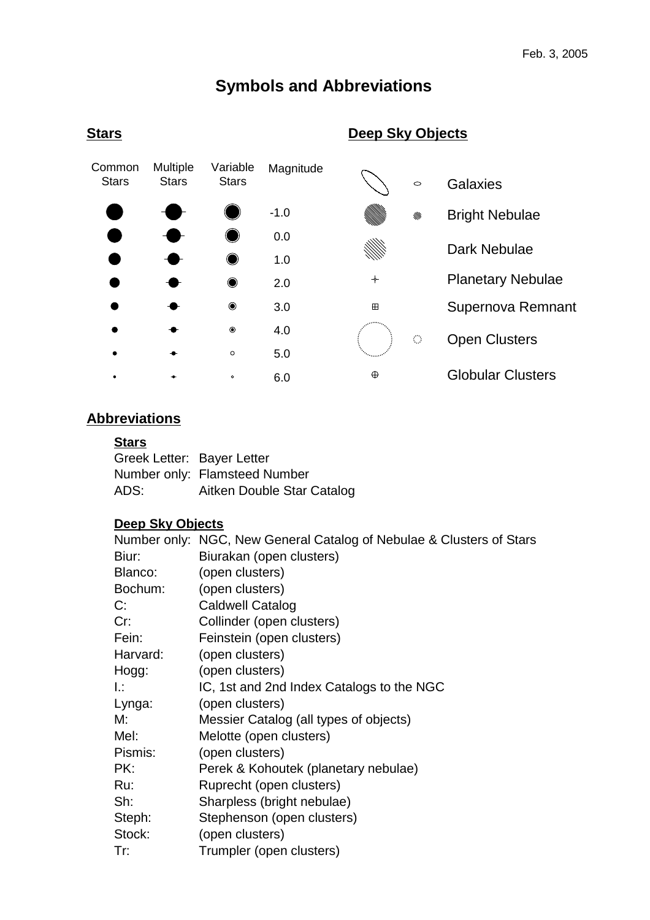Feb. 3, 2005

# Symbols and Abbreviations

## Stars

| Common Stars | Multiple Stars | Variable Stars | Magnitude |
| --- | --- | --- | --- |
| ● | ● | ◉ | -1.0 |
| ● | ● | ◉ | 0.0 |
| ● | ● | ◉ | 1.0 |
| ● | ● | ◉ | 2.0 |
| ● | ● | ◉ | 3.0 |
| ● | ● | ◉ | 4.0 |
| ● | ● | ○ | 5.0 |
| • | • | ◦ | 6.0 |

## Deep Sky Objects

- Galaxies
- Bright Nebulae
- Dark Nebulae
- Planetary Nebulae
- Supernova Remnant
- Open Clusters
- Globular Clusters

## Abbreviations

### Stars

Greek Letter: Bayer Letter
Number only: Flamsteed Number
ADS: Aitken Double Star Catalog

### Deep Sky Objects

Number only: NGC, New General Catalog of Nebulae & Clusters of Stars
Biur: Biurakan (open clusters)
Blanco: (open clusters)
Bochum: (open clusters)
C: Caldwell Catalog
Cr: Collinder (open clusters)
Fein: Feinstein (open clusters)
Harvard: (open clusters)
Hogg: (open clusters)
I.: IC, 1st and 2nd Index Catalogs to the NGC
Lynga: (open clusters)
M: Messier Catalog (all types of objects)
Mel: Melotte (open clusters)
Pismis: (open clusters)
PK: Perek & Kohoutek (planetary nebulae)
Ru: Ruprecht (open clusters)
Sh: Sharpless (bright nebulae)
Steph: Stephenson (open clusters)
Stock: (open clusters)
Tr: Trumpler (open clusters)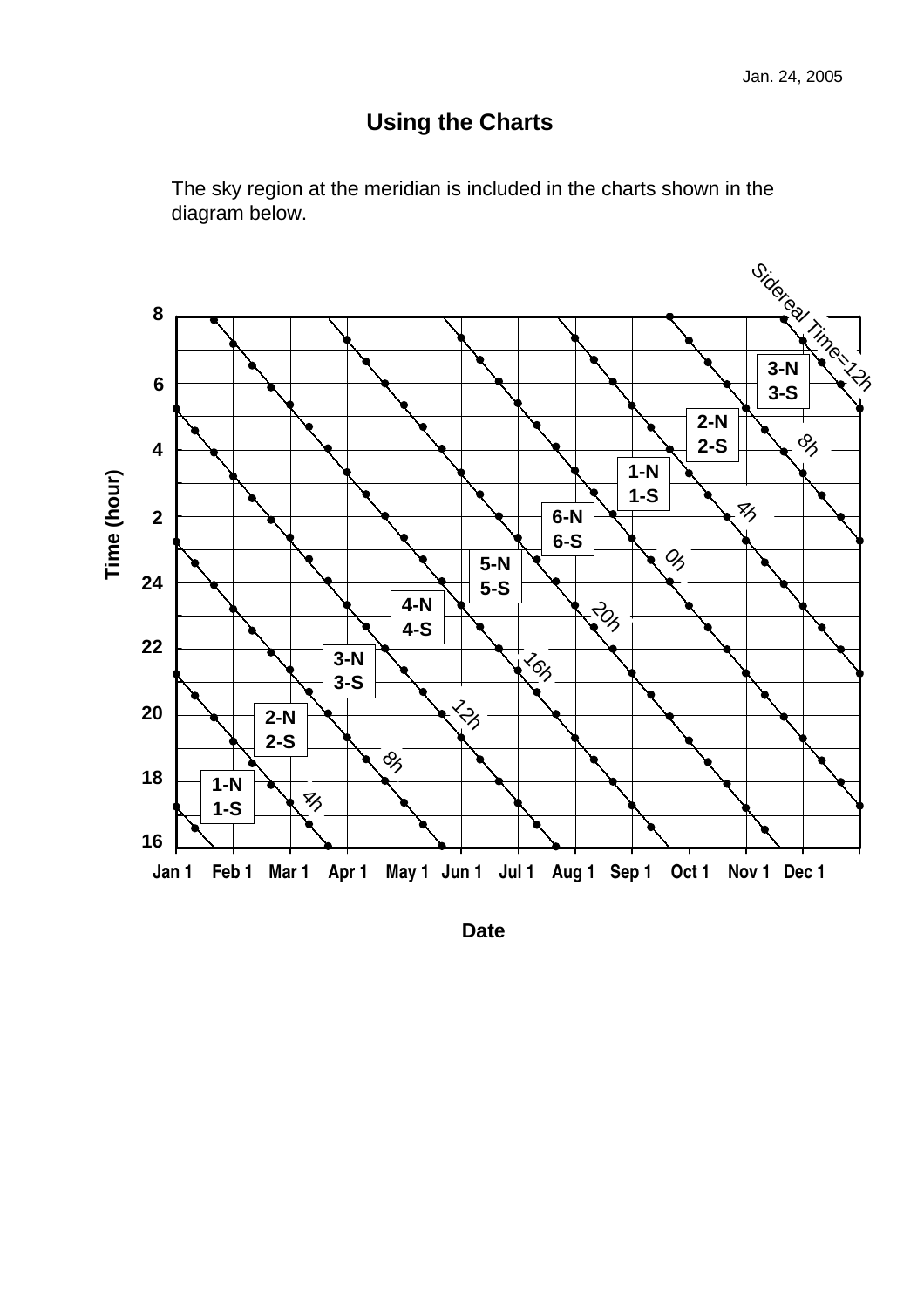# Using the Charts

The sky region at the meridian is included in the charts shown in the diagram below.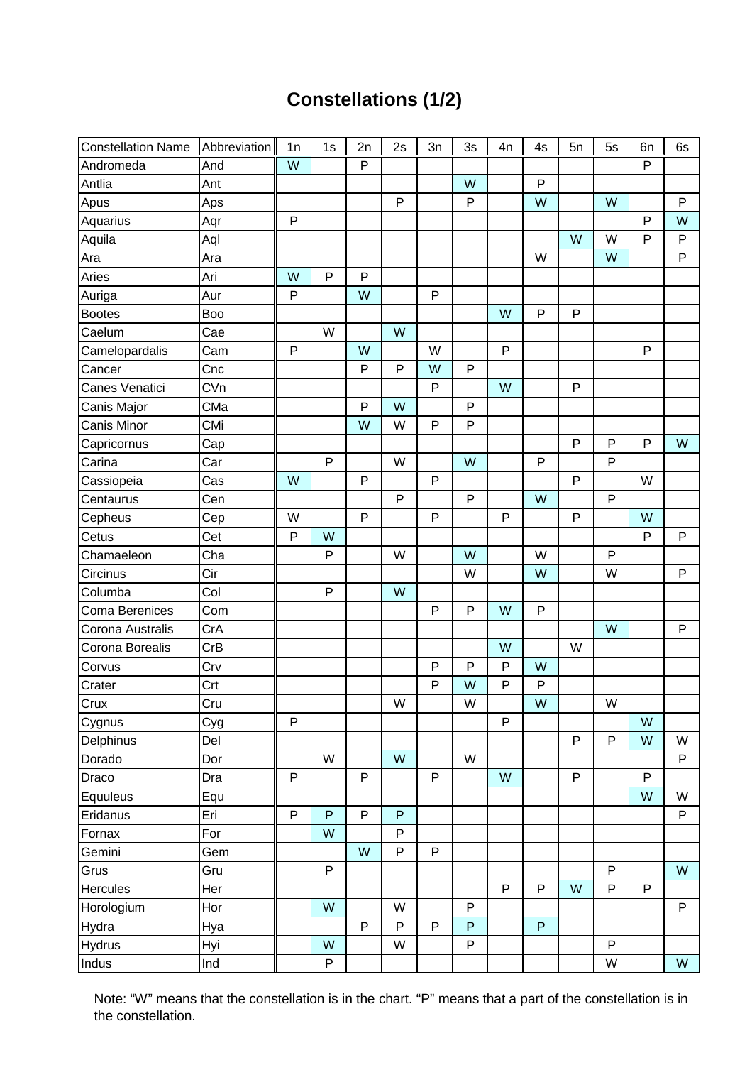# Constellations (1/2)

| Constellation Name | Abbreviation | 1n | 1s | 2n | 2s | 3n | 3s | 4n | 4s | 5n | 5s | 6n | 6s |
|---|---|---|---|---|---|---|---|---|---|---|---|---|---|
| Andromeda | And | W | | P | | | | | | | | P | |
| Antlia | Ant | | | | | | W | | P | | | | |
| Apus | Aps | | | | P | | P | | W | | W | | P |
| Aquarius | Aqr | P | | | | | | | | | | P | W |
| Aquila | Aql | | | | | | | | | W | W | P | P |
| Ara | Ara | | | | | | | | W | | W | | P |
| Aries | Ari | W | P | P | | | | | | | | | |
| Auriga | Aur | P | | W | | P | | | | | | | |
| Bootes | Boo | | | | | | | W | P | P | | | |
| Caelum | Cae | | W | | W | | | | | | | | |
| Camelopardalis | Cam | P | | W | | W | | P | | | | P | |
| Cancer | Cnc | | | P | P | W | P | | | | | | |
| Canes Venatici | CVn | | | | | P | | W | | P | | | |
| Canis Major | CMa | | | P | W | | P | | | | | | |
| Canis Minor | CMi | | | W | W | P | P | | | | | | |
| Capricornus | Cap | | | | | | | | | P | P | P | W |
| Carina | Car | | P | | W | | W | | P | | P | | |
| Cassiopeia | Cas | W | | P | | P | | | | P | | W | |
| Centaurus | Cen | | | | P | | P | | W | | P | | |
| Cepheus | Cep | W | | P | | P | | P | | P | | W | |
| Cetus | Cet | P | W | | | | | | | | | P | P |
| Chamaeleon | Cha | | P | | W | | W | | W | | P | | |
| Circinus | Cir | | | | | | W | | W | | W | | P |
| Columba | Col | | P | | W | | | | | | | | |
| Coma Berenices | Com | | | | | P | P | W | P | | | | |
| Corona Australis | CrA | | | | | | | | | | W | | P |
| Corona Borealis | CrB | | | | | | | W | | W | | | |
| Corvus | Crv | | | | | P | P | P | W | | | | |
| Crater | Crt | | | | | P | W | P | P | | | | |
| Crux | Cru | | | | W | | W | | W | | W | | |
| Cygnus | Cyg | P | | | | | | P | | | | W | |
| Delphinus | Del | | | | | | | | | P | P | W | W |
| Dorado | Dor | | W | | W | | W | | | | | | P |
| Draco | Dra | P | | P | | P | | W | | P | | P | |
| Equuleus | Equ | | | | | | | | | | | W | W |
| Eridanus | Eri | P | P | P | P | | | | | | | | P |
| Fornax | For | | W | | P | | | | | | | | |
| Gemini | Gem | | | W | P | P | | | | | | | |
| Grus | Gru | | P | | | | | | | | P | | W |
| Hercules | Her | | | | | | | P | P | W | P | P | |
| Horologium | Hor | | W | | W | | P | | | | | | P |
| Hydra | Hya | | | P | P | P | P | | P | | | | |
| Hydrus | Hyi | | W | | W | | P | | | | P | | |
| Indus | Ind | | P | | | | | | | | W | | W |

Note: “W” means that the constellation is in the chart. “P” means that a part of the constellation is in the constellation.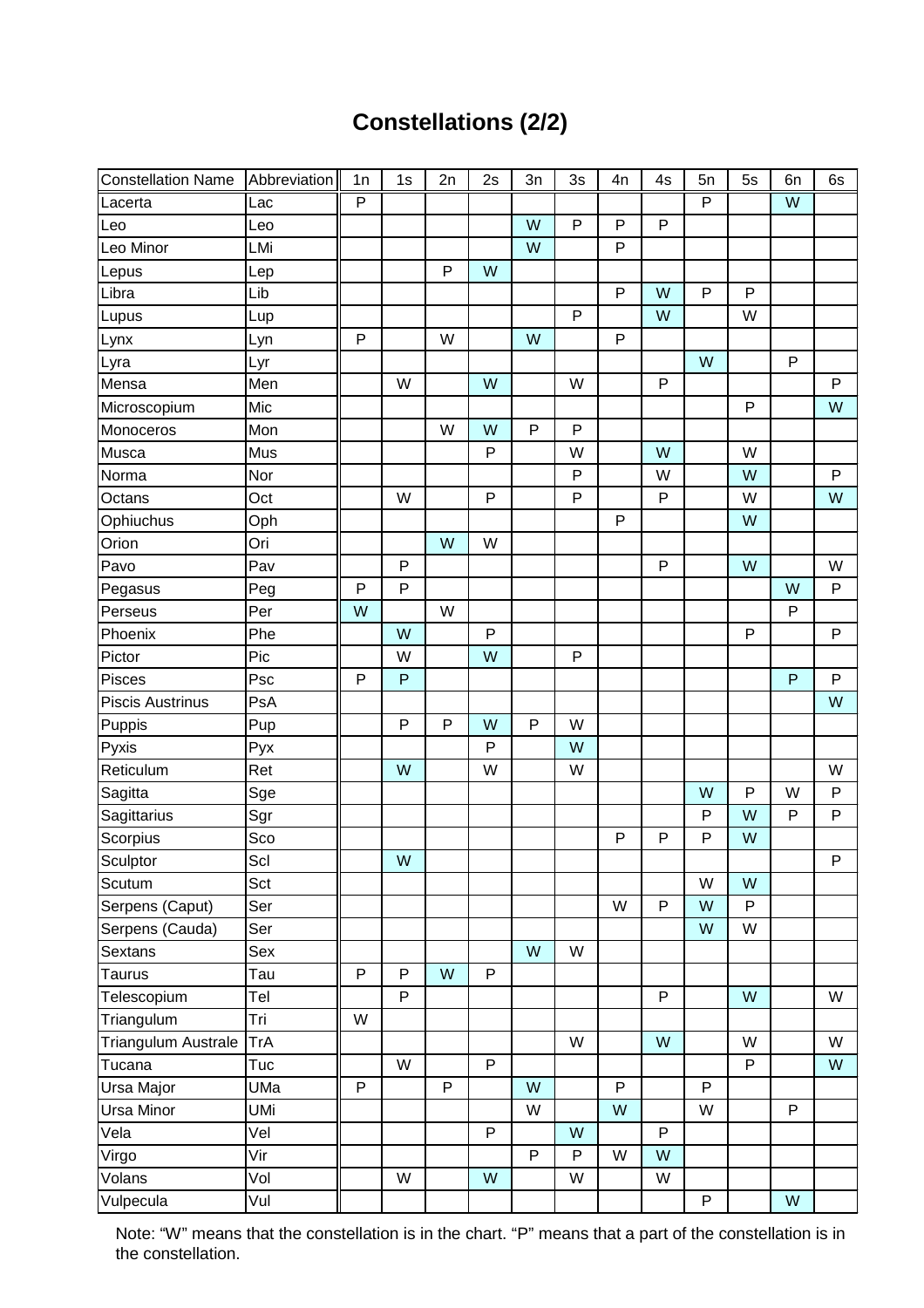# Constellations (2/2)

| Constellation Name | Abbreviation | 1n | 1s | 2n | 2s | 3n | 3s | 4n | 4s | 5n | 5s | 6n | 6s |
|---|---|---|---|---|---|---|---|---|---|---|---|---|---|
| Lacerta | Lac | P | | | | | | | | P | | W | |
| Leo | Leo | | | | | W | P | P | P | | | | |
| Leo Minor | LMi | | | | | W | | P | | | | | |
| Lepus | Lep | | | P | W | | | | | | | | |
| Libra | Lib | | | | | | | P | W | P | P | | |
| Lupus | Lup | | | | | | P | | W | | W | | |
| Lynx | Lyn | P | | W | | W | | P | | | | | |
| Lyra | Lyr | | | | | | | | | W | | P | |
| Mensa | Men | | W | | W | | W | | P | | | | P |
| Microscopium | Mic | | | | | | | | | | P | | W |
| Monoceros | Mon | | | W | W | P | P | | | | | | |
| Musca | Mus | | | | P | | W | | W | | W | | |
| Norma | Nor | | | | | | P | | W | | W | | P |
| Octans | Oct | | W | | P | | P | | P | | W | | W |
| Ophiuchus | Oph | | | | | | | P | | | W | | |
| Orion | Ori | | | W | W | | | | | | | | |
| Pavo | Pav | | P | | | | | | P | | W | | W |
| Pegasus | Peg | P | P | | | | | | | | | W | P |
| Perseus | Per | W | | W | | | | | | | | P | |
| Phoenix | Phe | | W | | P | | | | | | P | | P |
| Pictor | Pic | | W | | W | | P | | | | | | |
| Pisces | Psc | P | P | | | | | | | | | P | P |
| Piscis Austrinus | PsA | | | | | | | | | | | | W |
| Puppis | Pup | | P | P | W | P | W | | | | | | |
| Pyxis | Pyx | | | | P | | W | | | | | | |
| Reticulum | Ret | | W | | W | | W | | | | | | W |
| Sagitta | Sge | | | | | | | | | W | P | W | P |
| Sagittarius | Sgr | | | | | | | | | P | W | P | P |
| Scorpius | Sco | | | | | | | P | P | P | W | | |
| Sculptor | Scl | | W | | | | | | | | | | P |
| Scutum | Sct | | | | | | | | | W | W | | |
| Serpens (Caput) | Ser | | | | | | | W | P | W | P | | |
| Serpens (Cauda) | Ser | | | | | | | | | W | W | | |
| Sextans | Sex | | | | | W | W | | | | | | |
| Taurus | Tau | P | P | W | P | | | | | | | | |
| Telescopium | Tel | | P | | | | | | P | | W | | W |
| Triangulum | Tri | W | | | | | | | | | | | |
| Triangulum Australe | TrA | | | | | | W | | W | | W | | W |
| Tucana | Tuc | | W | | P | | | | | | P | | W |
| Ursa Major | UMa | P | | P | | W | | P | | P | | | |
| Ursa Minor | UMi | | | | | W | | W | | W | | P | |
| Vela | Vel | | | | P | | W | | P | | | | |
| Virgo | Vir | | | | | P | P | W | W | | | | |
| Volans | Vol | | W | | W | | W | | W | | | | |
| Vulpecula | Vul | | | | | | | | | P | | W | |

Note: “W” means that the constellation is in the chart. “P” means that a part of the constellation is in the constellation.